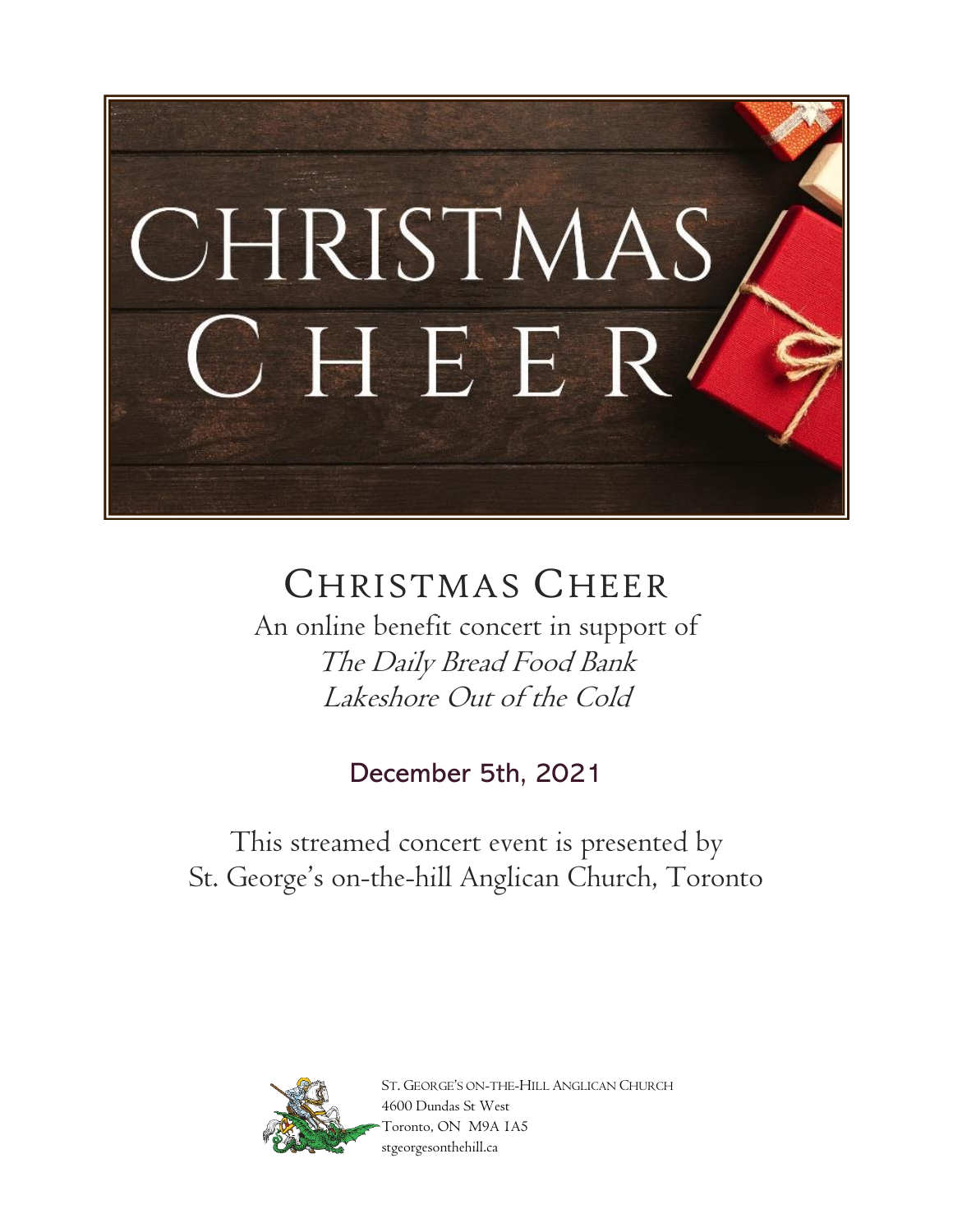# CHRISTMAS CHEER

An online benefit concert in support of
*The Daily Bread Food Bank*
*Lakeshore Out of the Cold*

**December 5th, 2021**

This streamed concert event is presented by
St. George's on-the-hill Anglican Church, Toronto

ST. GEORGE'S ON-THE-HILL ANGLICAN CHURCH
4600 Dundas St West
Toronto, ON M9A 1A5
stgeorgesonthehill.ca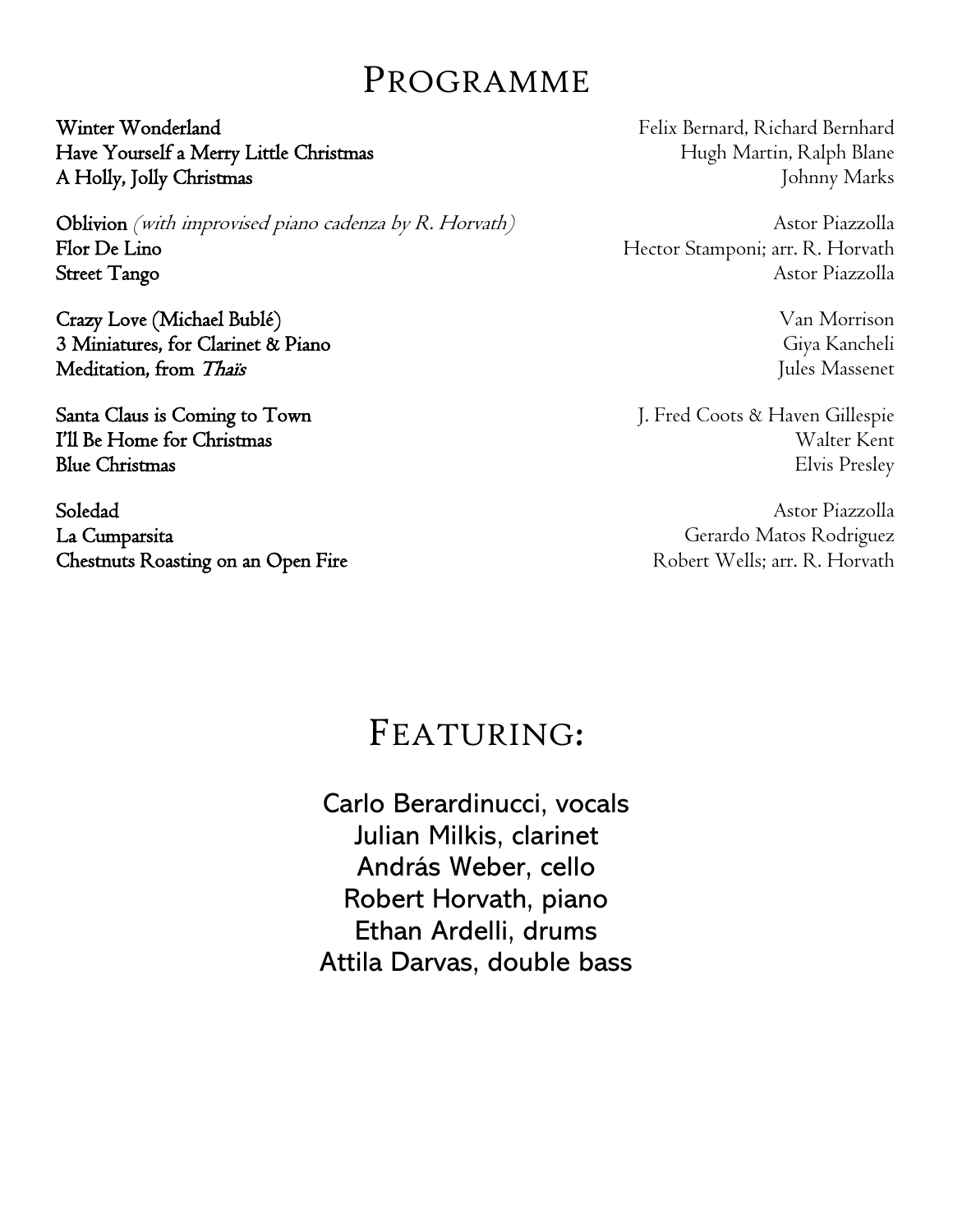# Programme

**Winter Wonderland** — Felix Bernard, Richard Bernhard
**Have Yourself a Merry Little Christmas** — Hugh Martin, Ralph Blane
**A Holly, Jolly Christmas** — Johnny Marks

**Oblivion** *(with improvised piano cadenza by R. Horvath)* — Astor Piazzolla
**Flor De Lino** — Hector Stamponi; arr. R. Horvath
**Street Tango** — Astor Piazzolla

**Crazy Love (Michael Bublé)** — Van Morrison
**3 Miniatures, for Clarinet & Piano** — Giya Kancheli
**Meditation, from *Thaïs*** — Jules Massenet

**Santa Claus is Coming to Town** — J. Fred Coots & Haven Gillespie
**I'll Be Home for Christmas** — Walter Kent
**Blue Christmas** — Elvis Presley

**Soledad** — Astor Piazzolla
**La Cumparsita** — Gerardo Matos Rodriguez
**Chestnuts Roasting on an Open Fire** — Robert Wells; arr. R. Horvath

# Featuring:

Carlo Berardinucci, vocals
Julian Milkis, clarinet
András Weber, cello
Robert Horvath, piano
Ethan Ardelli, drums
Attila Darvas, double bass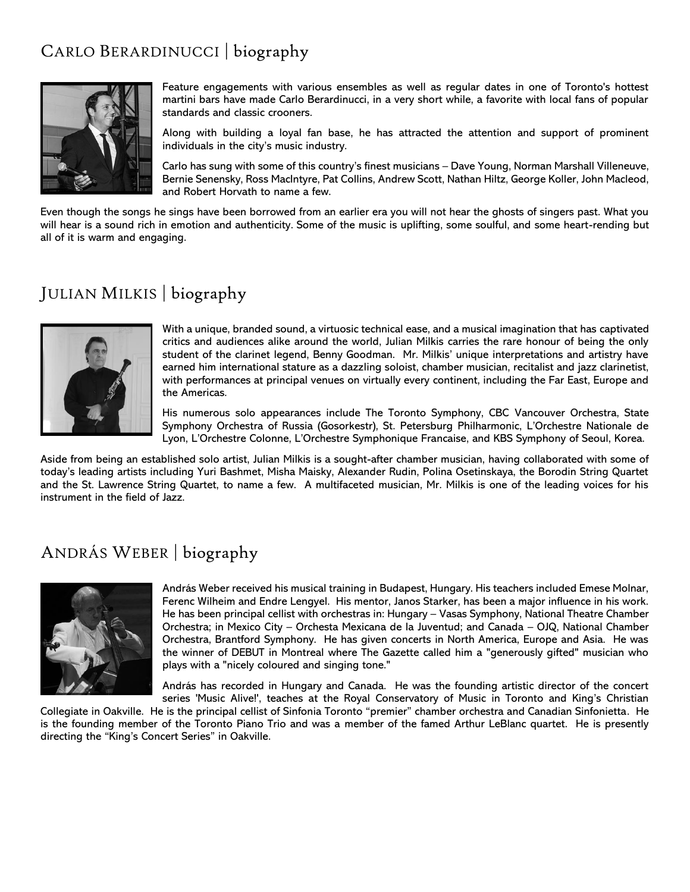## Carlo Berardinucci | biography

Feature engagements with various ensembles as well as regular dates in one of Toronto's hottest martini bars have made Carlo Berardinucci, in a very short while, a favorite with local fans of popular standards and classic crooners.

Along with building a loyal fan base, he has attracted the attention and support of prominent individuals in the city's music industry.

Carlo has sung with some of this country's finest musicians – Dave Young, Norman Marshall Villeneuve, Bernie Senensky, Ross MacIntyre, Pat Collins, Andrew Scott, Nathan Hiltz, George Koller, John Macleod, and Robert Horvath to name a few.

Even though the songs he sings have been borrowed from an earlier era you will not hear the ghosts of singers past. What you will hear is a sound rich in emotion and authenticity. Some of the music is uplifting, some soulful, and some heart-rending but all of it is warm and engaging.

## Julian Milkis | biography

With a unique, branded sound, a virtuosic technical ease, and a musical imagination that has captivated critics and audiences alike around the world, Julian Milkis carries the rare honour of being the only student of the clarinet legend, Benny Goodman. Mr. Milkis' unique interpretations and artistry have earned him international stature as a dazzling soloist, chamber musician, recitalist and jazz clarinetist, with performances at principal venues on virtually every continent, including the Far East, Europe and the Americas.

His numerous solo appearances include The Toronto Symphony, CBC Vancouver Orchestra, State Symphony Orchestra of Russia (Gosorkestr), St. Petersburg Philharmonic, L'Orchestre Nationale de Lyon, L'Orchestre Colonne, L'Orchestre Symphonique Francaise, and KBS Symphony of Seoul, Korea.

Aside from being an established solo artist, Julian Milkis is a sought-after chamber musician, having collaborated with some of today's leading artists including Yuri Bashmet, Misha Maisky, Alexander Rudin, Polina Osetinskaya, the Borodin String Quartet and the St. Lawrence String Quartet, to name a few. A multifaceted musician, Mr. Milkis is one of the leading voices for his instrument in the field of Jazz.

## András Weber | biography

András Weber received his musical training in Budapest, Hungary. His teachers included Emese Molnar, Ferenc Wilheim and Endre Lengyel. His mentor, Janos Starker, has been a major influence in his work. He has been principal cellist with orchestras in: Hungary – Vasas Symphony, National Theatre Chamber Orchestra; in Mexico City – Orchesta Mexicana de la Juventud; and Canada – OJQ, National Chamber Orchestra, Brantford Symphony. He has given concerts in North America, Europe and Asia. He was the winner of DEBUT in Montreal where The Gazette called him a "generously gifted" musician who plays with a "nicely coloured and singing tone."

András has recorded in Hungary and Canada. He was the founding artistic director of the concert series 'Music Alive!', teaches at the Royal Conservatory of Music in Toronto and King's Christian Collegiate in Oakville. He is the principal cellist of Sinfonia Toronto "premier" chamber orchestra and Canadian Sinfonietta. He is the founding member of the Toronto Piano Trio and was a member of the famed Arthur LeBlanc quartet. He is presently directing the "King's Concert Series" in Oakville.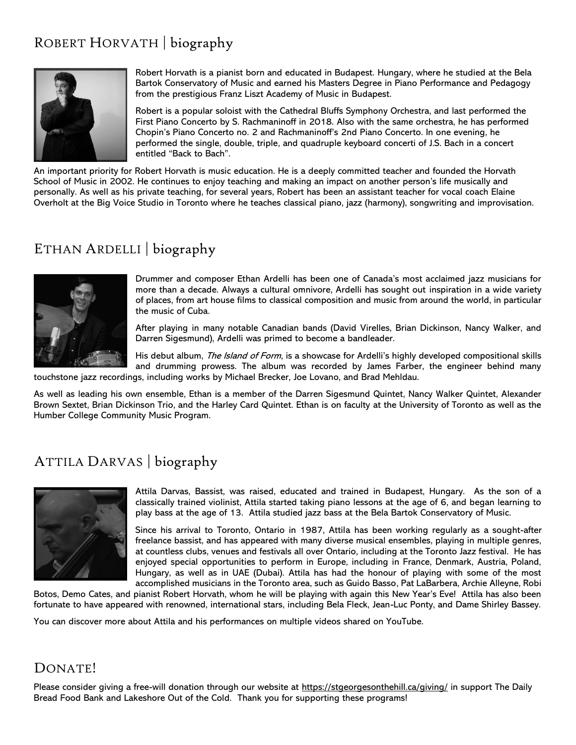## ROBERT HORVATH | biography

Robert Horvath is a pianist born and educated in Budapest. Hungary, where he studied at the Bela Bartok Conservatory of Music and earned his Masters Degree in Piano Performance and Pedagogy from the prestigious Franz Liszt Academy of Music in Budapest.

Robert is a popular soloist with the Cathedral Bluffs Symphony Orchestra, and last performed the First Piano Concerto by S. Rachmaninoff in 2018. Also with the same orchestra, he has performed Chopin's Piano Concerto no. 2 and Rachmaninoff's 2nd Piano Concerto. In one evening, he performed the single, double, triple, and quadruple keyboard concerti of J.S. Bach in a concert entitled "Back to Bach".

An important priority for Robert Horvath is music education. He is a deeply committed teacher and founded the Horvath School of Music in 2002. He continues to enjoy teaching and making an impact on another person's life musically and personally. As well as his private teaching, for several years, Robert has been an assistant teacher for vocal coach Elaine Overholt at the Big Voice Studio in Toronto where he teaches classical piano, jazz (harmony), songwriting and improvisation.

## ETHAN ARDELLI | biography

Drummer and composer Ethan Ardelli has been one of Canada's most acclaimed jazz musicians for more than a decade. Always a cultural omnivore, Ardelli has sought out inspiration in a wide variety of places, from art house films to classical composition and music from around the world, in particular the music of Cuba.

After playing in many notable Canadian bands (David Virelles, Brian Dickinson, Nancy Walker, and Darren Sigesmund), Ardelli was primed to become a bandleader.

His debut album, *The Island of Form*, is a showcase for Ardelli's highly developed compositional skills and drumming prowess. The album was recorded by James Farber, the engineer behind many touchstone jazz recordings, including works by Michael Brecker, Joe Lovano, and Brad Mehldau.

As well as leading his own ensemble, Ethan is a member of the Darren Sigesmund Quintet, Nancy Walker Quintet, Alexander Brown Sextet, Brian Dickinson Trio, and the Harley Card Quintet. Ethan is on faculty at the University of Toronto as well as the Humber College Community Music Program.

## ATTILA DARVAS | biography

Attila Darvas, Bassist, was raised, educated and trained in Budapest, Hungary. As the son of a classically trained violinist, Attila started taking piano lessons at the age of 6, and began learning to play bass at the age of 13. Attila studied jazz bass at the Bela Bartok Conservatory of Music.

Since his arrival to Toronto, Ontario in 1987, Attila has been working regularly as a sought-after freelance bassist, and has appeared with many diverse musical ensembles, playing in multiple genres, at countless clubs, venues and festivals all over Ontario, including at the Toronto Jazz festival. He has enjoyed special opportunities to perform in Europe, including in France, Denmark, Austria, Poland, Hungary, as well as in UAE (Dubai). Attila has had the honour of playing with some of the most accomplished musicians in the Toronto area, such as Guido Basso, Pat LaBarbera, Archie Alleyne, Robi Botos, Demo Cates, and pianist Robert Horvath, whom he will be playing with again this New Year's Eve! Attila has also been fortunate to have appeared with renowned, international stars, including Bela Fleck, Jean-Luc Ponty, and Dame Shirley Bassey.

You can discover more about Attila and his performances on multiple videos shared on YouTube.

## DONATE!

Please consider giving a free-will donation through our website at https://stgeorgesonthehill.ca/giving/ in support The Daily Bread Food Bank and Lakeshore Out of the Cold. Thank you for supporting these programs!